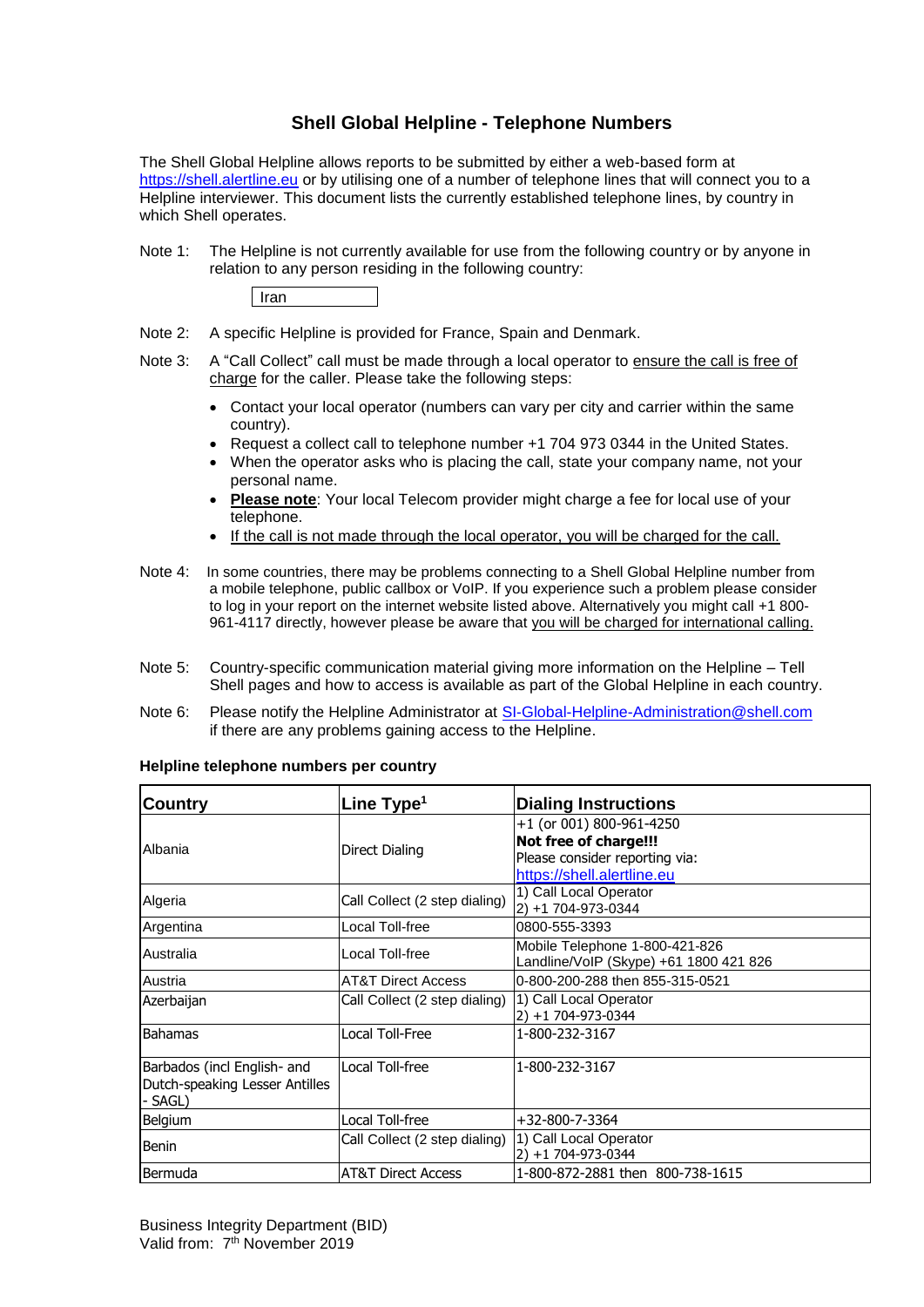# Shell Global Helpline - Telephone Numbers

The Shell Global Helpline allows reports to be submitted by either a web-based form at https://shell.alertline.eu or by utilising one of a number of telephone lines that will connect you to a Helpline interviewer. This document lists the currently established telephone lines, by country in which Shell operates.

Note 1: The Helpline is not currently available for use from the following country or by anyone in relation to any person residing in the following country:

| Iran |
|---|

Note 2: A specific Helpline is provided for France, Spain and Denmark.

Note 3: A "Call Collect" call must be made through a local operator to ensure the call is free of charge for the caller. Please take the following steps:

- Contact your local operator (numbers can vary per city and carrier within the same country).
- Request a collect call to telephone number +1 704 973 0344 in the United States.
- When the operator asks who is placing the call, state your company name, not your personal name.
- **Please note**: Your local Telecom provider might charge a fee for local use of your telephone.
- If the call is not made through the local operator, you will be charged for the call.

Note 4: In some countries, there may be problems connecting to a Shell Global Helpline number from a mobile telephone, public callbox or VoIP. If you experience such a problem please consider to log in your report on the internet website listed above. Alternatively you might call +1 800-961-4117 directly, however please be aware that you will be charged for international calling.

Note 5: Country-specific communication material giving more information on the Helpline – Tell Shell pages and how to access is available as part of the Global Helpline in each country.

Note 6: Please notify the Helpline Administrator at SI-Global-Helpline-Administration@shell.com if there are any problems gaining access to the Helpline.

**Helpline telephone numbers per country**

| Country | Line Type[1] | Dialing Instructions |
|---|---|---|
| Albania | Direct Dialing | +1 (or 001) 800-961-4250<br>**Not free of charge!!!**<br>Please consider reporting via:<br>https://shell.alertline.eu |
| Algeria | Call Collect (2 step dialing) | 1) Call Local Operator<br>2) +1 704-973-0344 |
| Argentina | Local Toll-free | 0800-555-3393 |
| Australia | Local Toll-free | Mobile Telephone 1-800-421-826<br>Landline/VoIP (Skype) +61 1800 421 826 |
| Austria | AT&T Direct Access | 0-800-200-288 then 855-315-0521 |
| Azerbaijan | Call Collect (2 step dialing) | 1) Call Local Operator<br>2) +1 704-973-0344 |
| Bahamas | Local Toll-Free | 1-800-232-3167 |
| Barbados (incl English- and Dutch-speaking Lesser Antilles - SAGL) | Local Toll-free | 1-800-232-3167 |
| Belgium | Local Toll-free | +32-800-7-3364 |
| Benin | Call Collect (2 step dialing) | 1) Call Local Operator<br>2) +1 704-973-0344 |
| Bermuda | AT&T Direct Access | 1-800-872-2881 then 800-738-1615 |

Business Integrity Department (BID)
Valid from: 7th November 2019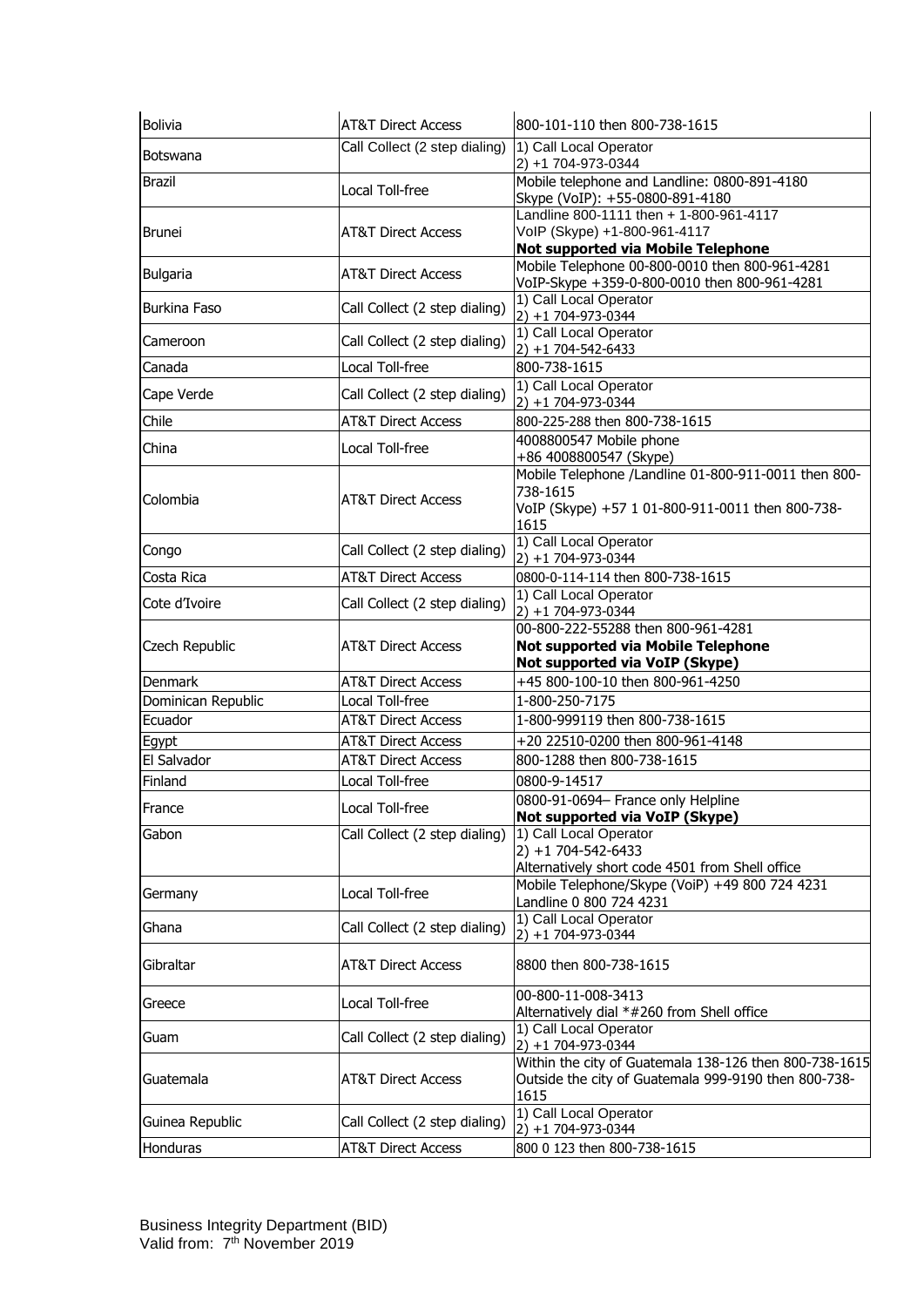| Bolivia | AT&T Direct Access | 800-101-110 then 800-738-1615 |
|---|---|---|
| Botswana | Call Collect (2 step dialing) | 1) Call Local Operator<br>2) +1 704-973-0344 |
| Brazil | Local Toll-free | Mobile telephone and Landline: 0800-891-4180<br>Skype (VoIP): +55-0800-891-4180 |
| Brunei | AT&T Direct Access | Landline 800-1111 then + 1-800-961-4117<br>VoIP (Skype) +1-800-961-4117<br>**Not supported via Mobile Telephone** |
| Bulgaria | AT&T Direct Access | Mobile Telephone 00-800-0010 then 800-961-4281<br>VoIP-Skype +359-0-800-0010 then 800-961-4281 |
| Burkina Faso | Call Collect (2 step dialing) | 1) Call Local Operator<br>2) +1 704-973-0344 |
| Cameroon | Call Collect (2 step dialing) | 1) Call Local Operator<br>2) +1 704-542-6433 |
| Canada | Local Toll-free | 800-738-1615 |
| Cape Verde | Call Collect (2 step dialing) | 1) Call Local Operator<br>2) +1 704-973-0344 |
| Chile | AT&T Direct Access | 800-225-288 then 800-738-1615 |
| China | Local Toll-free | 4008800547 Mobile phone<br>+86 4008800547 (Skype) |
| Colombia | AT&T Direct Access | Mobile Telephone /Landline 01-800-911-0011 then 800-738-1615<br>VoIP (Skype) +57 1 01-800-911-0011 then 800-738-1615 |
| Congo | Call Collect (2 step dialing) | 1) Call Local Operator<br>2) +1 704-973-0344 |
| Costa Rica | AT&T Direct Access | 0800-0-114-114 then 800-738-1615 |
| Cote d'Ivoire | Call Collect (2 step dialing) | 1) Call Local Operator<br>2) +1 704-973-0344 |
| Czech Republic | AT&T Direct Access | 00-800-222-55288 then 800-961-4281<br>**Not supported via Mobile Telephone**<br>**Not supported via VoIP (Skype)** |
| Denmark | AT&T Direct Access | +45 800-100-10 then 800-961-4250 |
| Dominican Republic | Local Toll-free | 1-800-250-7175 |
| Ecuador | AT&T Direct Access | 1-800-999119 then 800-738-1615 |
| Egypt | AT&T Direct Access | +20 22510-0200 then 800-961-4148 |
| El Salvador | AT&T Direct Access | 800-1288 then 800-738-1615 |
| Finland | Local Toll-free | 0800-9-14517 |
| France | Local Toll-free | 0800-91-0694– France only Helpline<br>**Not supported via VoIP (Skype)** |
| Gabon | Call Collect (2 step dialing) | 1) Call Local Operator<br>2) +1 704-542-6433<br>Alternatively short code 4501 from Shell office |
| Germany | Local Toll-free | Mobile Telephone/Skype (VoiP) +49 800 724 4231<br>Landline 0 800 724 4231 |
| Ghana | Call Collect (2 step dialing) | 1) Call Local Operator<br>2) +1 704-973-0344 |
| Gibraltar | AT&T Direct Access | 8800 then 800-738-1615 |
| Greece | Local Toll-free | 00-800-11-008-3413<br>Alternatively dial *#260 from Shell office |
| Guam | Call Collect (2 step dialing) | 1) Call Local Operator<br>2) +1 704-973-0344 |
| Guatemala | AT&T Direct Access | Within the city of Guatemala 138-126 then 800-738-1615<br>Outside the city of Guatemala 999-9190 then 800-738-1615 |
| Guinea Republic | Call Collect (2 step dialing) | 1) Call Local Operator<br>2) +1 704-973-0344 |
| Honduras | AT&T Direct Access | 800 0 123 then 800-738-1615 |

Business Integrity Department (BID)
Valid from: 7th November 2019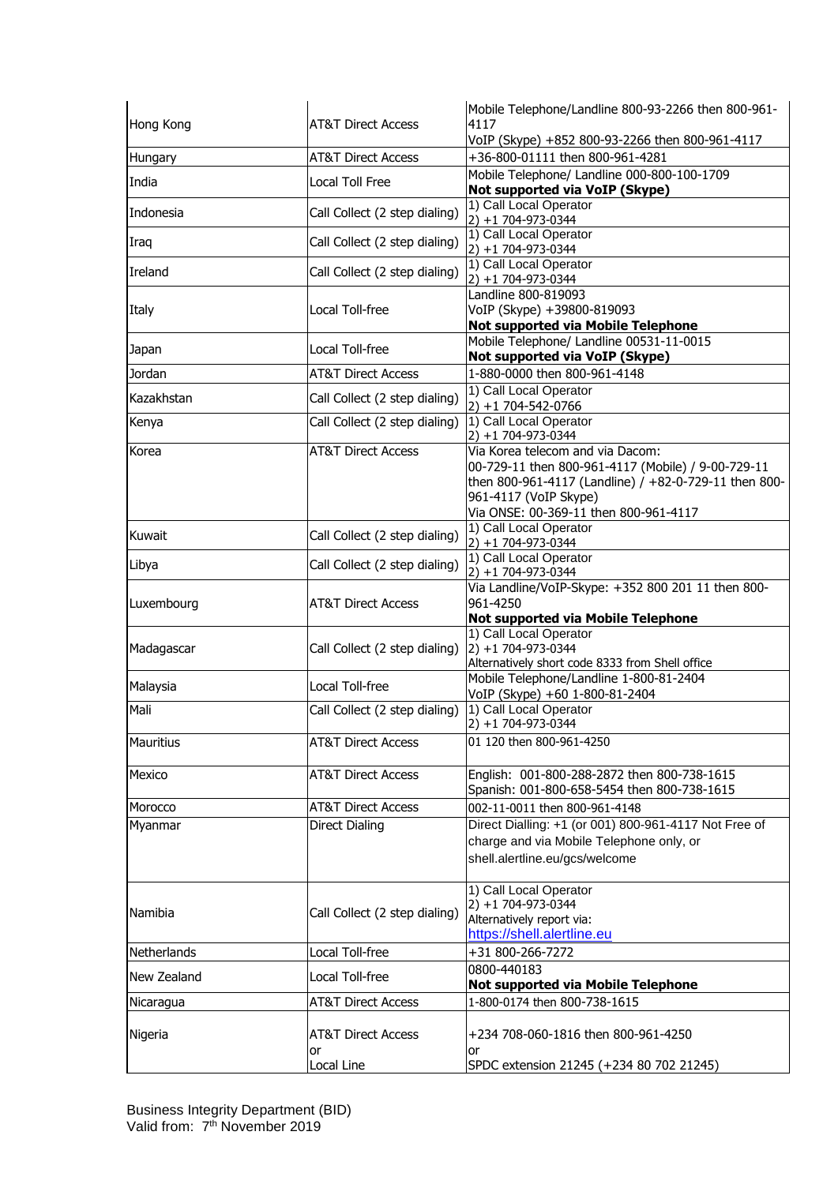| Hong Kong | AT&T Direct Access | Mobile Telephone/Landline 800-93-2266 then 800-961-4117<br>VoIP (Skype) +852 800-93-2266 then 800-961-4117 |
|---|---|---|
| Hungary | AT&T Direct Access | +36-800-01111 then 800-961-4281 |
| India | Local Toll Free | Mobile Telephone/ Landline 000-800-100-1709<br>**Not supported via VoIP (Skype)** |
| Indonesia | Call Collect (2 step dialing) | 1) Call Local Operator<br>2) +1 704-973-0344 |
| Iraq | Call Collect (2 step dialing) | 1) Call Local Operator<br>2) +1 704-973-0344 |
| Ireland | Call Collect (2 step dialing) | 1) Call Local Operator<br>2) +1 704-973-0344 |
| Italy | Local Toll-free | Landline 800-819093<br>VoIP (Skype) +39800-819093<br>**Not supported via Mobile Telephone** |
| Japan | Local Toll-free | Mobile Telephone/ Landline 00531-11-0015<br>**Not supported via VoIP (Skype)** |
| Jordan | AT&T Direct Access | 1-880-0000 then 800-961-4148 |
| Kazakhstan | Call Collect (2 step dialing) | 1) Call Local Operator<br>2) +1 704-542-0766 |
| Kenya | Call Collect (2 step dialing) | 1) Call Local Operator<br>2) +1 704-973-0344 |
| Korea | AT&T Direct Access | Via Korea telecom and via Dacom:<br>00-729-11 then 800-961-4117 (Mobile) / 9-00-729-11 then 800-961-4117 (Landline) / +82-0-729-11 then 800-961-4117 (VoIP Skype)<br>Via ONSE: 00-369-11 then 800-961-4117 |
| Kuwait | Call Collect (2 step dialing) | 1) Call Local Operator<br>2) +1 704-973-0344 |
| Libya | Call Collect (2 step dialing) | 1) Call Local Operator<br>2) +1 704-973-0344 |
| Luxembourg | AT&T Direct Access | Via Landline/VoIP-Skype: +352 800 201 11 then 800-961-4250<br>**Not supported via Mobile Telephone** |
| Madagascar | Call Collect (2 step dialing) | 1) Call Local Operator<br>2) +1 704-973-0344<br>Alternatively short code 8333 from Shell office |
| Malaysia | Local Toll-free | Mobile Telephone/Landline 1-800-81-2404<br>VoIP (Skype) +60 1-800-81-2404 |
| Mali | Call Collect (2 step dialing) | 1) Call Local Operator<br>2) +1 704-973-0344 |
| Mauritius | AT&T Direct Access | 01 120 then 800-961-4250 |
| Mexico | AT&T Direct Access | English: 001-800-288-2872 then 800-738-1615<br>Spanish: 001-800-658-5454 then 800-738-1615 |
| Morocco | AT&T Direct Access | 002-11-0011 then 800-961-4148 |
| Myanmar | Direct Dialing | Direct Dialling: +1 (or 001) 800-961-4117 Not Free of charge and via Mobile Telephone only, or shell.alertline.eu/gcs/welcome |
| Namibia | Call Collect (2 step dialing) | 1) Call Local Operator<br>2) +1 704-973-0344<br>Alternatively report via:<br>https://shell.alertline.eu |
| Netherlands | Local Toll-free | +31 800-266-7272 |
| New Zealand | Local Toll-free | 0800-440183<br>**Not supported via Mobile Telephone** |
| Nicaragua | AT&T Direct Access | 1-800-0174 then 800-738-1615 |
| Nigeria | AT&T Direct Access<br>or<br>Local Line | +234 708-060-1816 then 800-961-4250<br>or<br>SPDC extension 21245 (+234 80 702 21245) |

Business Integrity Department (BID)
Valid from: 7th November 2019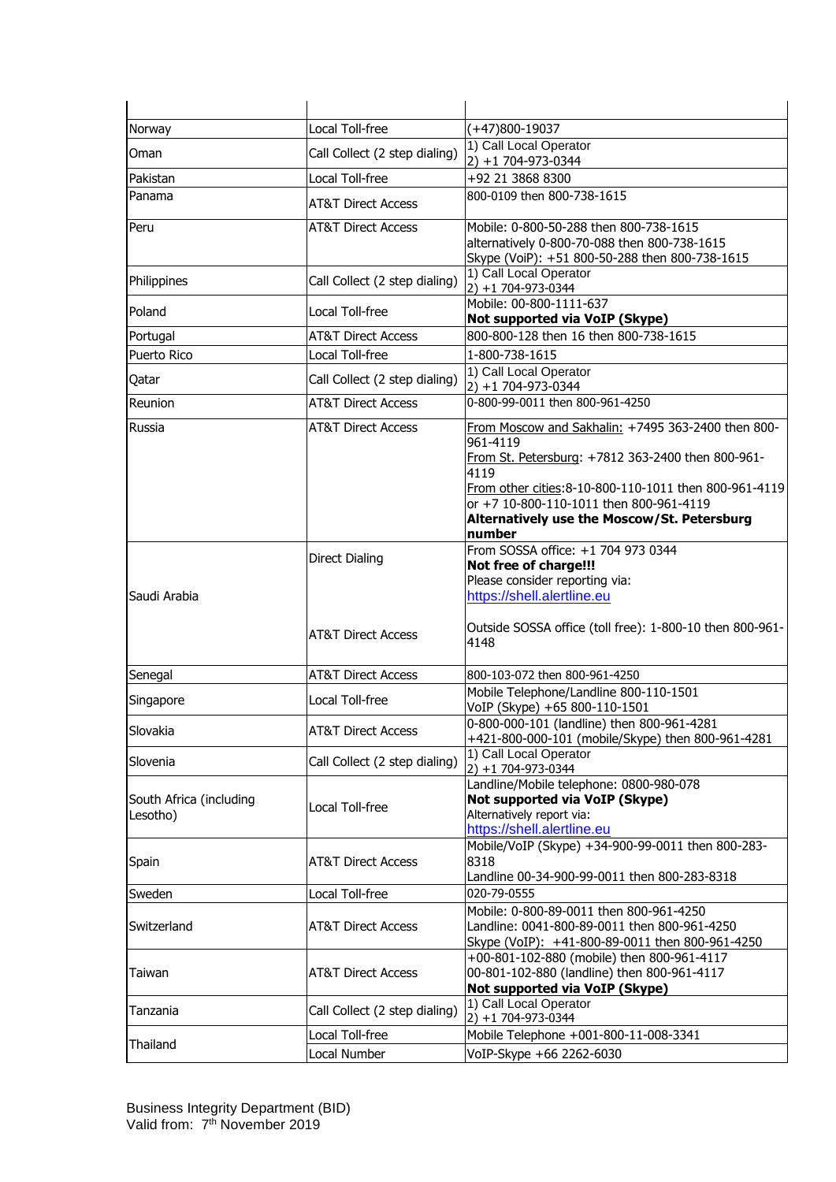| | | |
|---|---|---|
| Norway | Local Toll-free | (+47)800-19037 |
| Oman | Call Collect (2 step dialing) | 1) Call Local Operator<br>2) +1 704-973-0344 |
| Pakistan | Local Toll-free | +92 21 3868 8300 |
| Panama | AT&T Direct Access | 800-0109 then 800-738-1615 |
| Peru | AT&T Direct Access | Mobile: 0-800-50-288 then 800-738-1615<br>alternatively 0-800-70-088 then 800-738-1615<br>Skype (VoiP): +51 800-50-288 then 800-738-1615 |
| Philippines | Call Collect (2 step dialing) | 1) Call Local Operator<br>2) +1 704-973-0344 |
| Poland | Local Toll-free | Mobile: 00-800-1111-637<br>**Not supported via VoIP (Skype)** |
| Portugal | AT&T Direct Access | 800-800-128 then 16 then 800-738-1615 |
| Puerto Rico | Local Toll-free | 1-800-738-1615 |
| Qatar | Call Collect (2 step dialing) | 1) Call Local Operator<br>2) +1 704-973-0344 |
| Reunion | AT&T Direct Access | 0-800-99-0011 then 800-961-4250 |
| Russia | AT&T Direct Access | From Moscow and Sakhalin: +7495 363-2400 then 800-961-4119<br>From St. Petersburg: +7812 363-2400 then 800-961-4119<br>From other cities:8-10-800-110-1011 then 800-961-4119 or +7 10-800-110-1011 then 800-961-4119<br>**Alternatively use the Moscow/St. Petersburg number** |
| Saudi Arabia | Direct Dialing | From SOSSA office: +1 704 973 0344<br>**Not free of charge!!!**<br>Please consider reporting via:<br>https://shell.alertline.eu |
| | AT&T Direct Access | Outside SOSSA office (toll free): 1-800-10 then 800-961-4148 |
| Senegal | AT&T Direct Access | 800-103-072 then 800-961-4250 |
| Singapore | Local Toll-free | Mobile Telephone/Landline 800-110-1501<br>VoIP (Skype) +65 800-110-1501 |
| Slovakia | AT&T Direct Access | 0-800-000-101 (landline) then 800-961-4281<br>+421-800-000-101 (mobile/Skype) then 800-961-4281 |
| Slovenia | Call Collect (2 step dialing) | 1) Call Local Operator<br>2) +1 704-973-0344 |
| South Africa (including Lesotho) | Local Toll-free | Landline/Mobile telephone: 0800-980-078<br>**Not supported via VoIP (Skype)**<br>Alternatively report via:<br>https://shell.alertline.eu |
| Spain | AT&T Direct Access | Mobile/VoIP (Skype) +34-900-99-0011 then 800-283-8318<br>Landline 00-34-900-99-0011 then 800-283-8318 |
| Sweden | Local Toll-free | 020-79-0555 |
| Switzerland | AT&T Direct Access | Mobile: 0-800-89-0011 then 800-961-4250<br>Landline: 0041-800-89-0011 then 800-961-4250<br>Skype (VoIP): +41-800-89-0011 then 800-961-4250 |
| Taiwan | AT&T Direct Access | +00-801-102-880 (mobile) then 800-961-4117<br>00-801-102-880 (landline) then 800-961-4117<br>**Not supported via VoIP (Skype)** |
| Tanzania | Call Collect (2 step dialing) | 1) Call Local Operator<br>2) +1 704-973-0344 |
| Thailand | Local Toll-free | Mobile Telephone +001-800-11-008-3341 |
| | Local Number | VoIP-Skype +66 2262-6030 |

Business Integrity Department (BID)
Valid from: 7th November 2019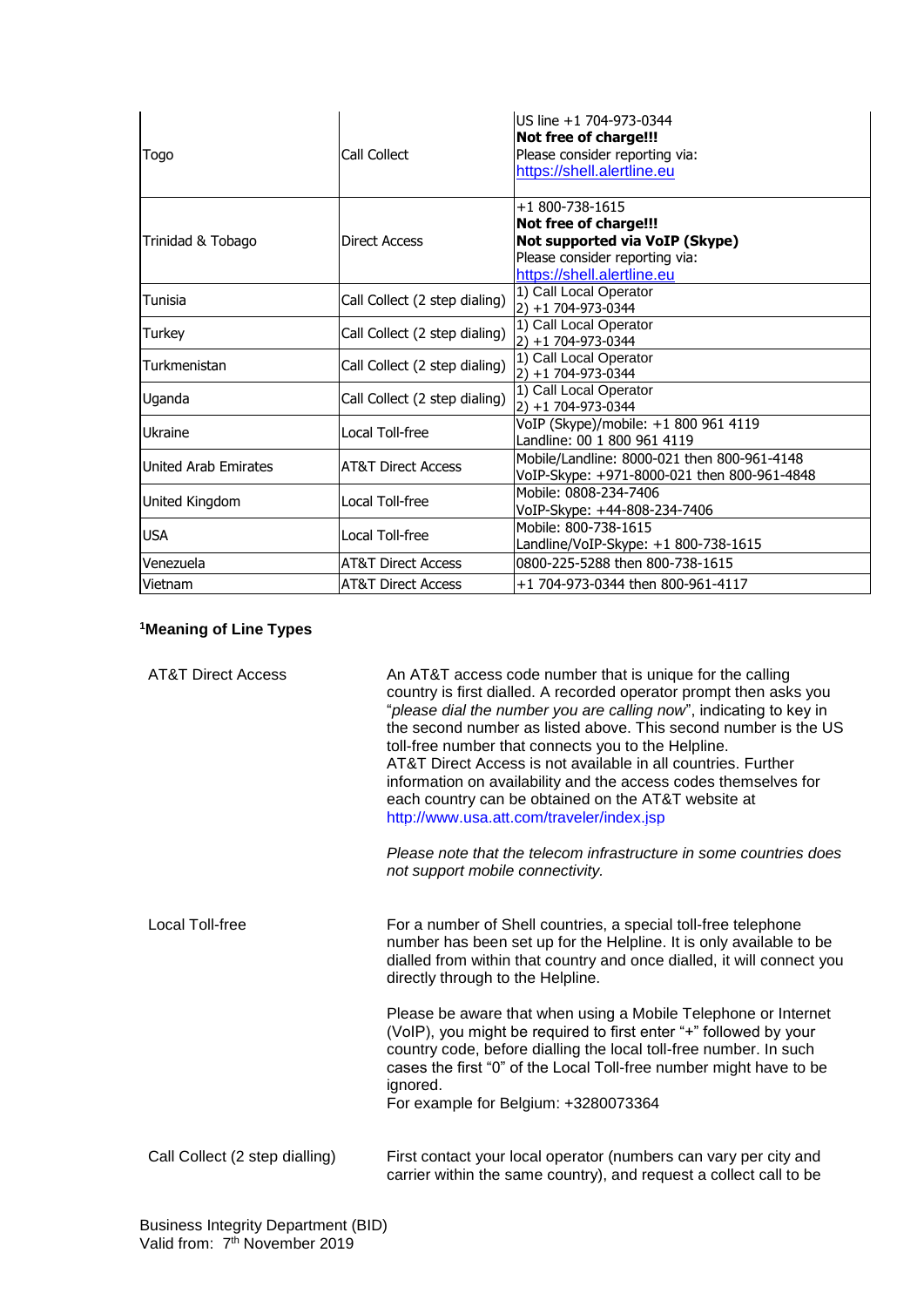| | | |
|---|---|---|
| Togo | Call Collect | US line +1 704-973-0344<br>**Not free of charge!!!**<br>Please consider reporting via:<br>https://shell.alertline.eu |
| Trinidad & Tobago | Direct Access | +1 800-738-1615<br>**Not free of charge!!!**<br>**Not supported via VoIP (Skype)**<br>Please consider reporting via:<br>https://shell.alertline.eu |
| Tunisia | Call Collect (2 step dialing) | 1) Call Local Operator<br>2) +1 704-973-0344 |
| Turkey | Call Collect (2 step dialing) | 1) Call Local Operator<br>2) +1 704-973-0344 |
| Turkmenistan | Call Collect (2 step dialing) | 1) Call Local Operator<br>2) +1 704-973-0344 |
| Uganda | Call Collect (2 step dialing) | 1) Call Local Operator<br>2) +1 704-973-0344 |
| Ukraine | Local Toll-free | VoIP (Skype)/mobile: +1 800 961 4119<br>Landline: 00 1 800 961 4119 |
| United Arab Emirates | AT&T Direct Access | Mobile/Landline: 8000-021 then 800-961-4148<br>VoIP-Skype: +971-8000-021 then 800-961-4848 |
| United Kingdom | Local Toll-free | Mobile: 0808-234-7406<br>VoIP-Skype: +44-808-234-7406 |
| USA | Local Toll-free | Mobile: 800-738-1615<br>Landline/VoIP-Skype: +1 800-738-1615 |
| Venezuela | AT&T Direct Access | 0800-225-5288 then 800-738-1615 |
| Vietnam | AT&T Direct Access | +1 704-973-0344 then 800-961-4117 |

**[1]Meaning of Line Types**

AT&T Direct Access

An AT&T access code number that is unique for the calling country is first dialled. A recorded operator prompt then asks you "*please dial the number you are calling now*", indicating to key in the second number as listed above. This second number is the US toll-free number that connects you to the Helpline.
AT&T Direct Access is not available in all countries. Further information on availability and the access codes themselves for each country can be obtained on the AT&T website at http://www.usa.att.com/traveler/index.jsp

*Please note that the telecom infrastructure in some countries does not support mobile connectivity.*

Local Toll-free

For a number of Shell countries, a special toll-free telephone number has been set up for the Helpline. It is only available to be dialled from within that country and once dialled, it will connect you directly through to the Helpline.

Please be aware that when using a Mobile Telephone or Internet (VoIP), you might be required to first enter "+" followed by your country code, before dialling the local toll-free number. In such cases the first "0" of the Local Toll-free number might have to be ignored.
For example for Belgium: +3280073364

Call Collect (2 step dialling)

First contact your local operator (numbers can vary per city and carrier within the same country), and request a collect call to be

Business Integrity Department (BID)
Valid from: 7th November 2019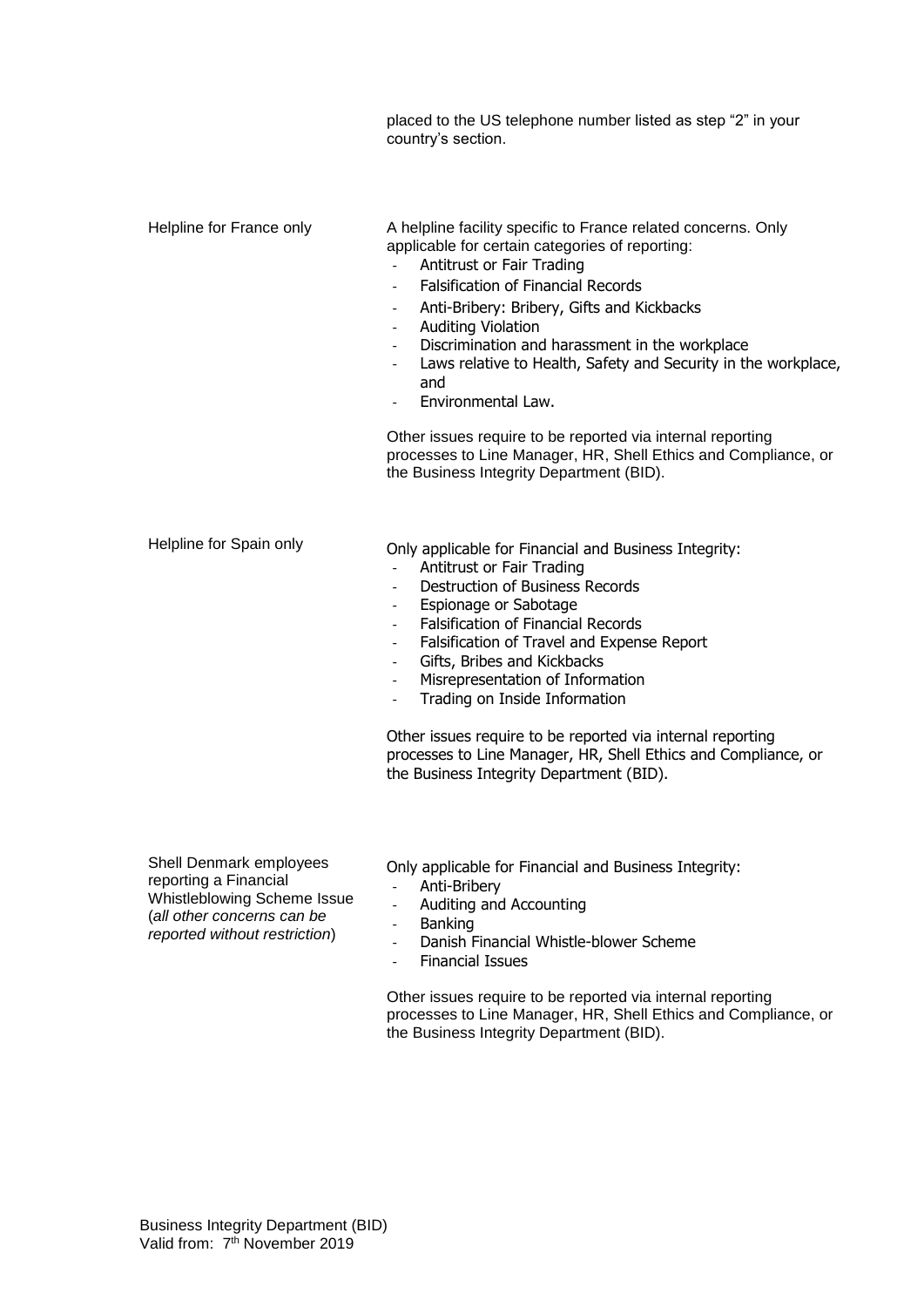| | |
|---|---|
| | placed to the US telephone number listed as step "2" in your country's section. |
| Helpline for France only | A helpline facility specific to France related concerns. Only applicable for certain categories of reporting:<br>- Antitrust or Fair Trading<br>- Falsification of Financial Records<br>- Anti-Bribery: Bribery, Gifts and Kickbacks<br>- Auditing Violation<br>- Discrimination and harassment in the workplace<br>- Laws relative to Health, Safety and Security in the workplace, and<br>- Environmental Law.<br><br>Other issues require to be reported via internal reporting processes to Line Manager, HR, Shell Ethics and Compliance, or the Business Integrity Department (BID). |
| Helpline for Spain only | Only applicable for Financial and Business Integrity:<br>- Antitrust or Fair Trading<br>- Destruction of Business Records<br>- Espionage or Sabotage<br>- Falsification of Financial Records<br>- Falsification of Travel and Expense Report<br>- Gifts, Bribes and Kickbacks<br>- Misrepresentation of Information<br>- Trading on Inside Information<br><br>Other issues require to be reported via internal reporting processes to Line Manager, HR, Shell Ethics and Compliance, or the Business Integrity Department (BID). |
| Shell Denmark employees reporting a Financial Whistleblowing Scheme Issue (*all other concerns can be reported without restriction*) | Only applicable for Financial and Business Integrity:<br>- Anti-Bribery<br>- Auditing and Accounting<br>- Banking<br>- Danish Financial Whistle-blower Scheme<br>- Financial Issues<br><br>Other issues require to be reported via internal reporting processes to Line Manager, HR, Shell Ethics and Compliance, or the Business Integrity Department (BID). |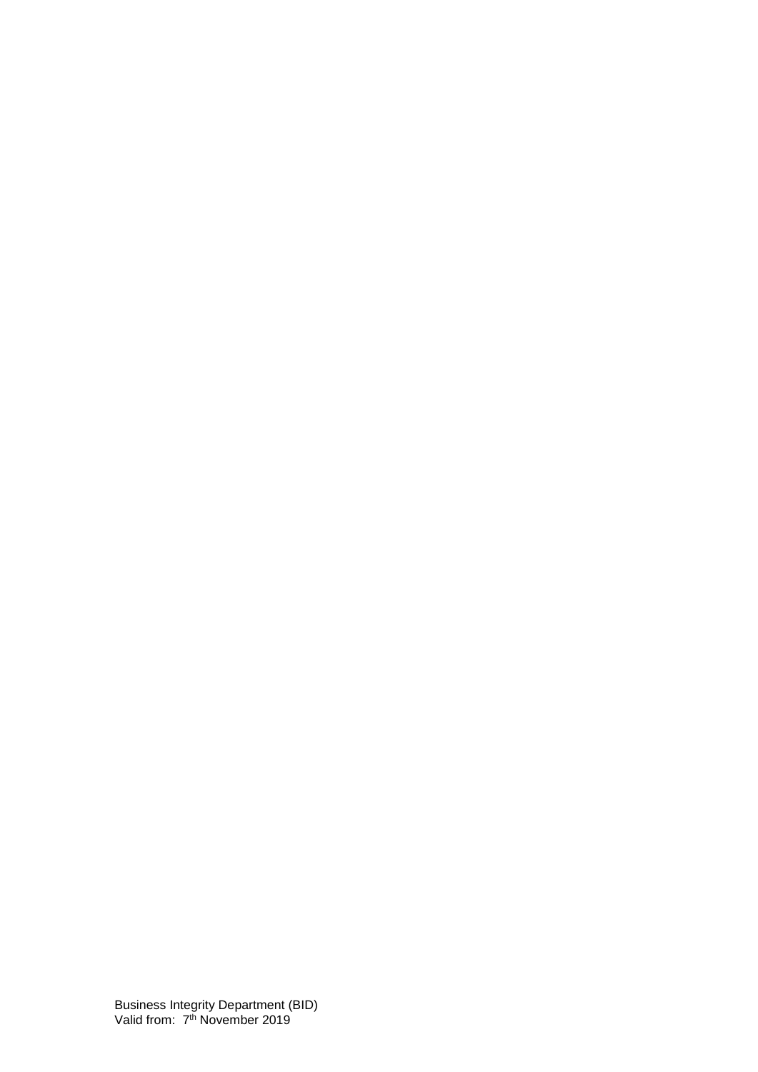Business Integrity Department (BID)
Valid from: 7th November 2019